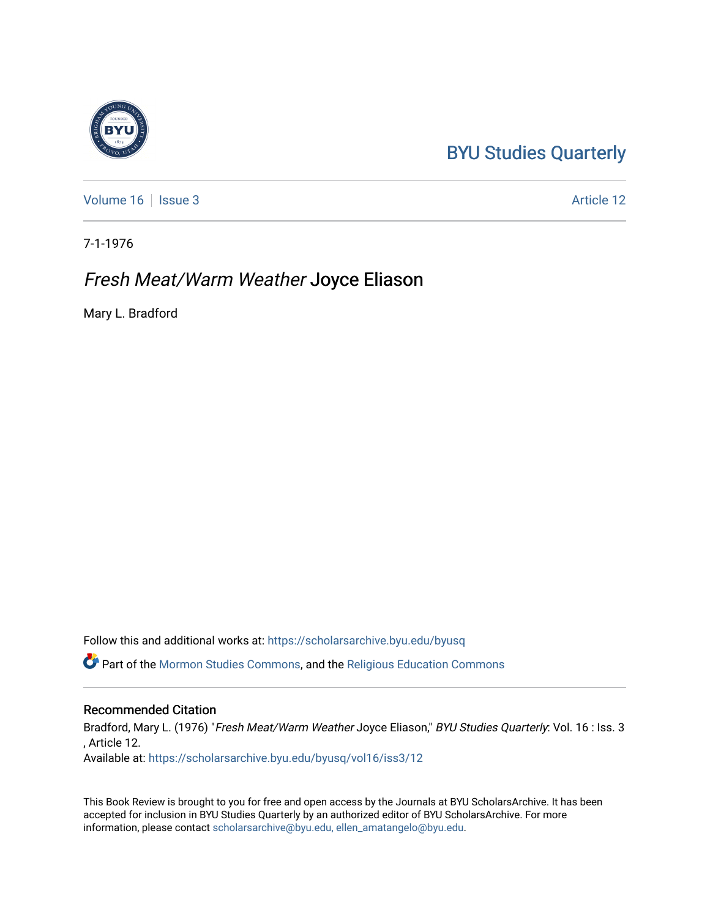BYU Studies Quarterly

Volume 16 | Issue 3 | Article 12

7-1-1976

# *Fresh Meat/Warm Weather* Joyce Eliason

Mary L. Bradford

Follow this and additional works at: https://scholarsarchive.byu.edu/byusq

Part of the Mormon Studies Commons, and the Religious Education Commons

## Recommended Citation

Bradford, Mary L. (1976) "*Fresh Meat/Warm Weather* Joyce Eliason," *BYU Studies Quarterly*: Vol. 16 : Iss. 3 , Article 12.

Available at: https://scholarsarchive.byu.edu/byusq/vol16/iss3/12

This Book Review is brought to you for free and open access by the Journals at BYU ScholarsArchive. It has been accepted for inclusion in BYU Studies Quarterly by an authorized editor of BYU ScholarsArchive. For more information, please contact scholarsarchive@byu.edu, ellen_amatangelo@byu.edu.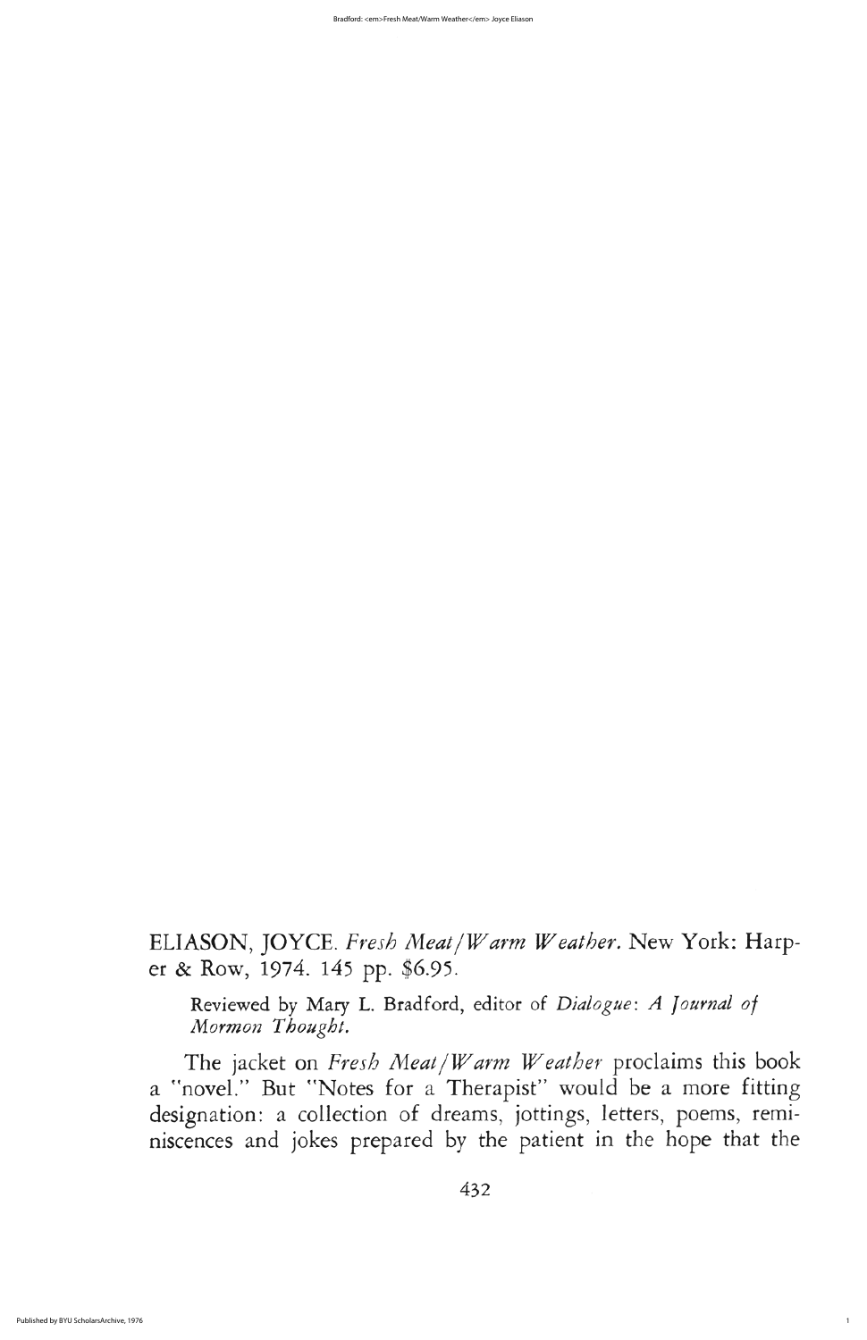ELIASON, JOYCE. *Fresh Meat/Warm Weather*. New York: Harper & Row, 1974. 145 pp. $6.95.

Reviewed by Mary L. Bradford, editor of *Dialogue: A Journal of Mormon Thought*.

The jacket on *Fresh Meat/Warm Weather* proclaims this book a "novel." But "Notes for a Therapist" would be a more fitting designation: a collection of dreams, jottings, letters, poems, reminiscences and jokes prepared by the patient in the hope that the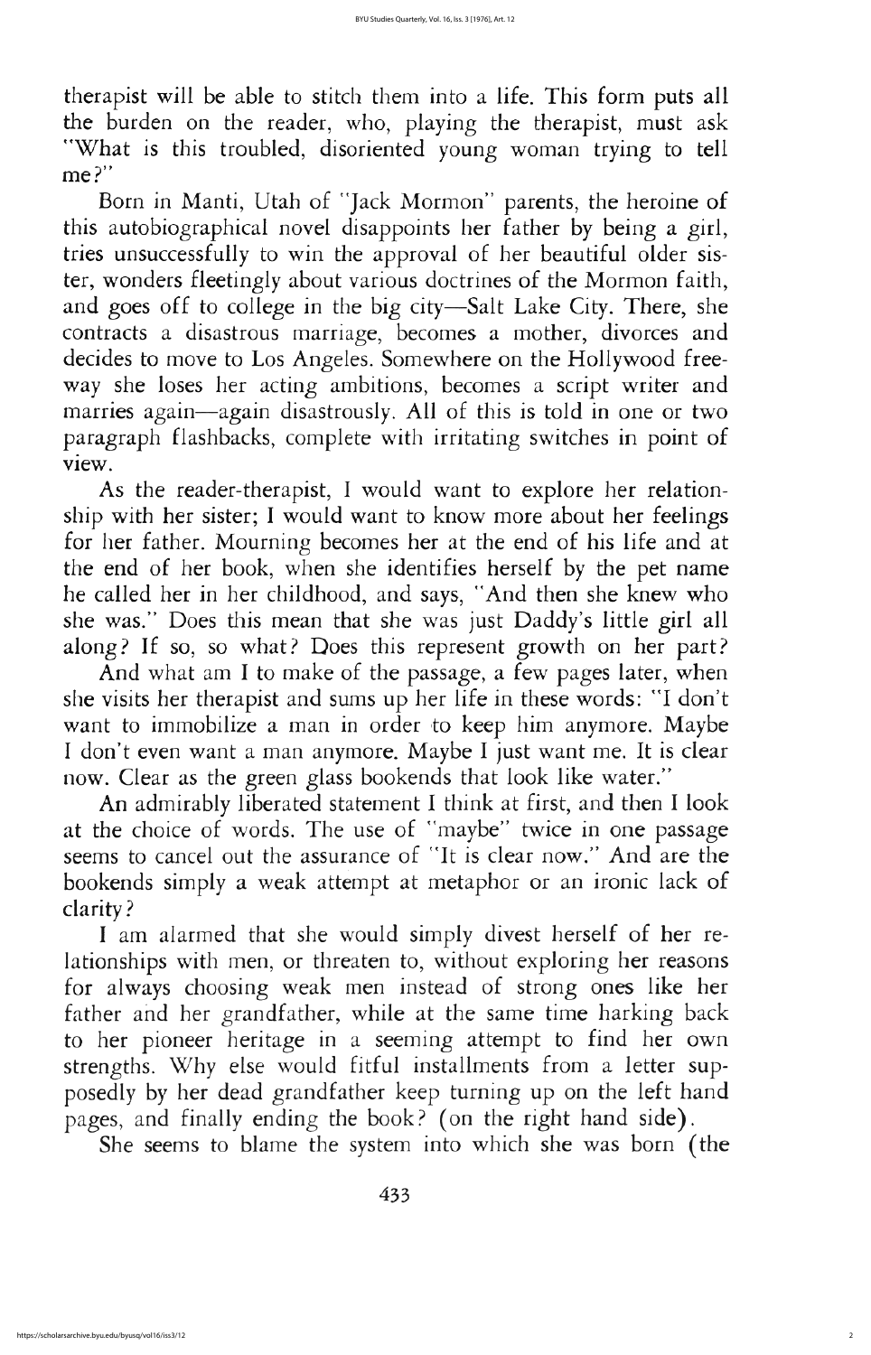therapist will be able to stitch them into a life. This form puts all the burden on the reader, who, playing the therapist, must ask "What is this troubled, disoriented young woman trying to tell me?"

Born in Manti, Utah of "Jack Mormon" parents, the heroine of this autobiographical novel disappoints her father by being a girl, tries unsuccessfully to win the approval of her beautiful older sister, wonders fleetingly about various doctrines of the Mormon faith, and goes off to college in the big city—Salt Lake City. There, she contracts a disastrous marriage, becomes a mother, divorces and decides to move to Los Angeles. Somewhere on the Hollywood freeway she loses her acting ambitions, becomes a script writer and marries again—again disastrously. All of this is told in one or two paragraph flashbacks, complete with irritating switches in point of view.

As the reader-therapist, I would want to explore her relationship with her sister; I would want to know more about her feelings for her father. Mourning becomes her at the end of his life and at the end of her book, when she identifies herself by the pet name he called her in her childhood, and says, "And then she knew who she was." Does this mean that she was just Daddy's little girl all along? If so, so what? Does this represent growth on her part?

And what am I to make of the passage, a few pages later, when she visits her therapist and sums up her life in these words: "I don't want to immobilize a man in order to keep him anymore. Maybe I don't even want a man anymore. Maybe I just want me. It is clear now. Clear as the green glass bookends that look like water."

An admirably liberated statement I think at first, and then I look at the choice of words. The use of "maybe" twice in one passage seems to cancel out the assurance of "It is clear now." And are the bookends simply a weak attempt at metaphor or an ironic lack of clarity?

I am alarmed that she would simply divest herself of her relationships with men, or threaten to, without exploring her reasons for always choosing weak men instead of strong ones like her father and her grandfather, while at the same time harking back to her pioneer heritage in a seeming attempt to find her own strengths. Why else would fitful installments from a letter supposedly by her dead grandfather keep turning up on the left hand pages, and finally ending the book? (on the right hand side).

She seems to blame the system into which she was born (the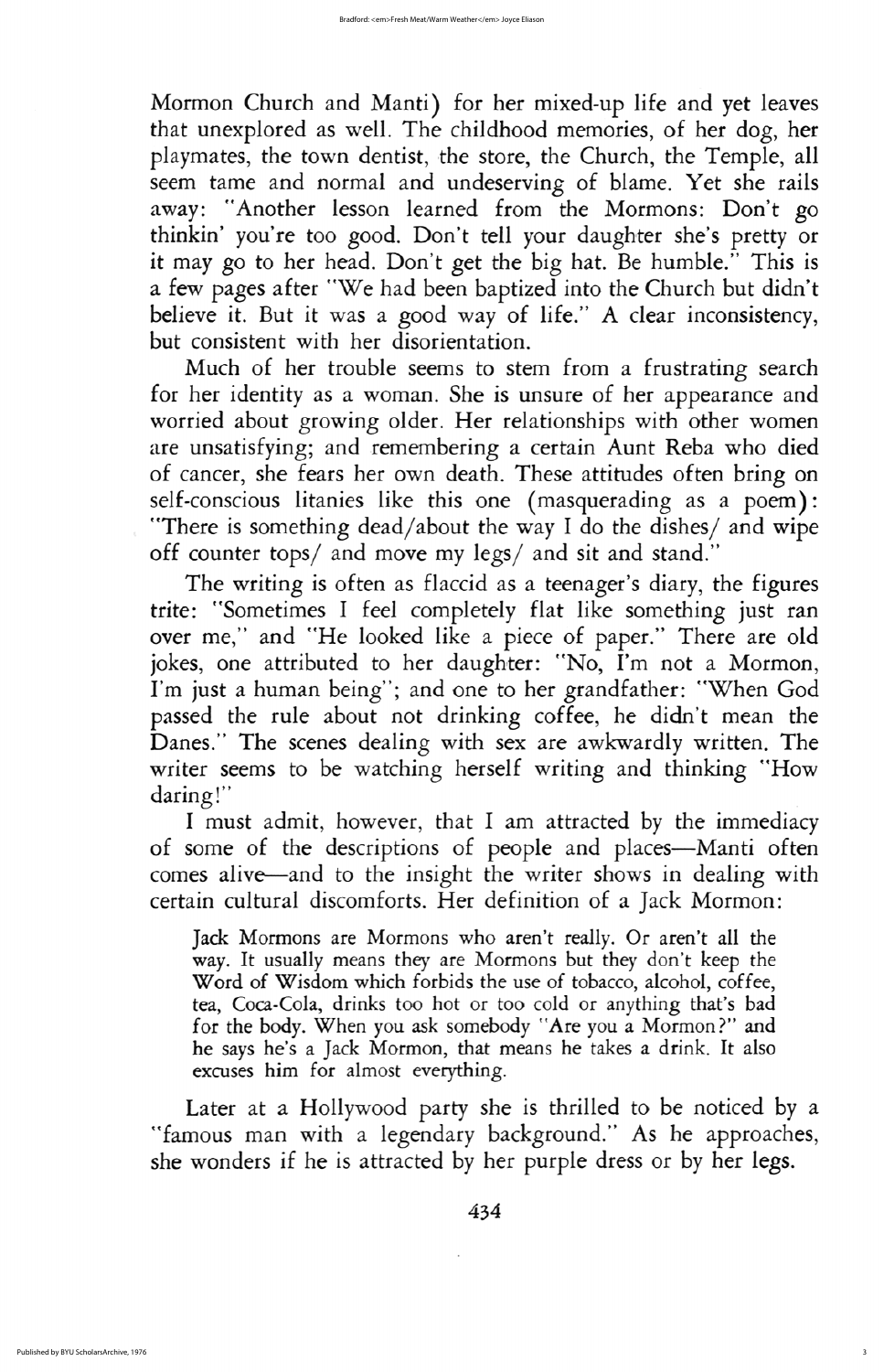Mormon Church and Manti) for her mixed-up life and yet leaves that unexplored as well. The childhood memories, of her dog, her playmates, the town dentist, the store, the Church, the Temple, all seem tame and normal and undeserving of blame. Yet she rails away: "Another lesson learned from the Mormons: Don't go thinkin' you're too good. Don't tell your daughter she's pretty or it may go to her head. Don't get the big hat. Be humble." This is a few pages after "We had been baptized into the Church but didn't believe it. But it was a good way of life." A clear inconsistency, but consistent with her disorientation.

Much of her trouble seems to stem from a frustrating search for her identity as a woman. She is unsure of her appearance and worried about growing older. Her relationships with other women are unsatisfying; and remembering a certain Aunt Reba who died of cancer, she fears her own death. These attitudes often bring on self-conscious litanies like this one (masquerading as a poem): "There is something dead/about the way I do the dishes/ and wipe off counter tops/ and move my legs/ and sit and stand."

The writing is often as flaccid as a teenager's diary, the figures trite: "Sometimes I feel completely flat like something just ran over me," and "He looked like a piece of paper." There are old jokes, one attributed to her daughter: "No, I'm not a Mormon, I'm just a human being"; and one to her grandfather: "When God passed the rule about not drinking coffee, he didn't mean the Danes." The scenes dealing with sex are awkwardly written. The writer seems to be watching herself writing and thinking "How daring!"

I must admit, however, that I am attracted by the immediacy of some of the descriptions of people and places—Manti often comes alive—and to the insight the writer shows in dealing with certain cultural discomforts. Her definition of a Jack Mormon:

> Jack Mormons are Mormons who aren't really. Or aren't all the way. It usually means they are Mormons but they don't keep the Word of Wisdom which forbids the use of tobacco, alcohol, coffee, tea, Coca-Cola, drinks too hot or too cold or anything that's bad for the body. When you ask somebody "Are you a Mormon?" and he says he's a Jack Mormon, that means he takes a drink. It also excuses him for almost everything.

Later at a Hollywood party she is thrilled to be noticed by a "famous man with a legendary background." As he approaches, she wonders if he is attracted by her purple dress or by her legs.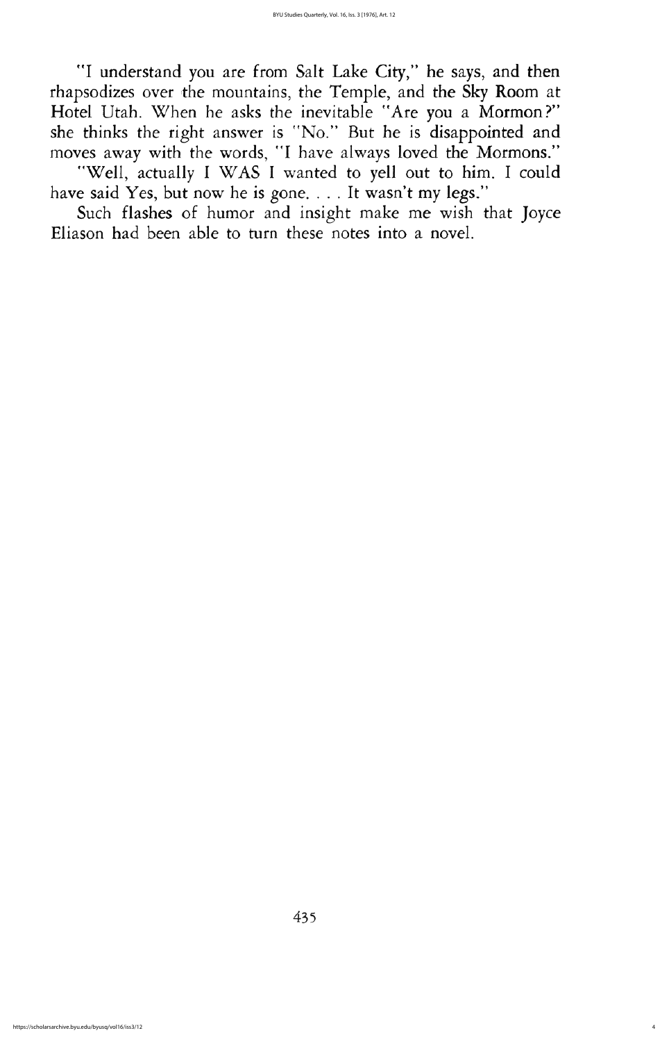"I understand you are from Salt Lake City," he says, and then rhapsodizes over the mountains, the Temple, and the Sky Room at Hotel Utah. When he asks the inevitable "Are you a Mormon?" she thinks the right answer is "No." But he is disappointed and moves away with the words, "I have always loved the Mormons."

"Well, actually I WAS I wanted to yell out to him. I could have said Yes, but now he is gone. . . . It wasn't my legs."

Such flashes of humor and insight make me wish that Joyce Eliason had been able to turn these notes into a novel.